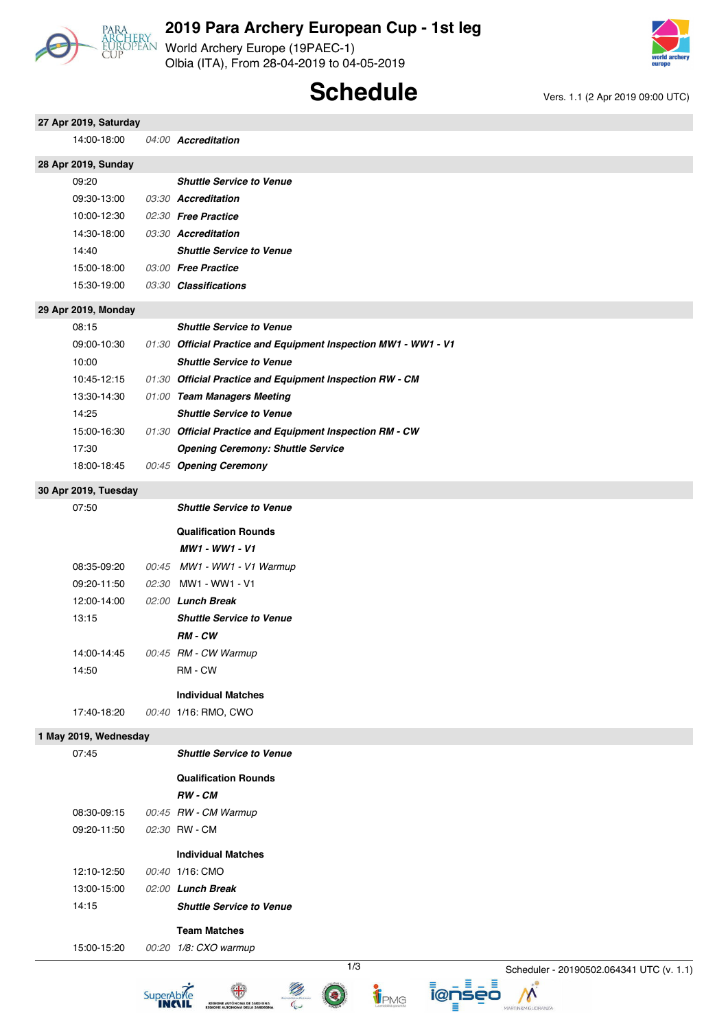# 2019 Para Archery European Cup - 1st leg

World Archery Europe (19PAEC-1)
Olbia (ITA), From 28-04-2019 to 04-05-2019

## Schedule

Vers. 1.1 (2 Apr 2019 09:00 UTC)

### 27 Apr 2019, Saturday

| Time | Duration | Event |
|---|---|---|
| 14:00-18:00 | *04:00* | ***Accreditation*** |

### 28 Apr 2019, Sunday

| Time | Duration | Event |
|---|---|---|
| 09:20 | | ***Shuttle Service to Venue*** |
| 09:30-13:00 | *03:30* | ***Accreditation*** |
| 10:00-12:30 | *02:30* | ***Free Practice*** |
| 14:30-18:00 | *03:30* | ***Accreditation*** |
| 14:40 | | ***Shuttle Service to Venue*** |
| 15:00-18:00 | *03:00* | ***Free Practice*** |
| 15:30-19:00 | *03:30* | ***Classifications*** |

### 29 Apr 2019, Monday

| Time | Duration | Event |
|---|---|---|
| 08:15 | | ***Shuttle Service to Venue*** |
| 09:00-10:30 | *01:30* | ***Official Practice and Equipment Inspection MW1 - WW1 - V1*** |
| 10:00 | | ***Shuttle Service to Venue*** |
| 10:45-12:15 | *01:30* | ***Official Practice and Equipment Inspection RW - CM*** |
| 13:30-14:30 | *01:00* | ***Team Managers Meeting*** |
| 14:25 | | ***Shuttle Service to Venue*** |
| 15:00-16:30 | *01:30* | ***Official Practice and Equipment Inspection RM - CW*** |
| 17:30 | | ***Opening Ceremony: Shuttle Service*** |
| 18:00-18:45 | *00:45* | ***Opening Ceremony*** |

### 30 Apr 2019, Tuesday

| Time | Duration | Event |
|---|---|---|
| 07:50 | | ***Shuttle Service to Venue*** |
| | | **Qualification Rounds** |
| | | ***MW1 - WW1 - V1*** |
| 08:35-09:20 | *00:45* | *MW1 - WW1 - V1 Warmup* |
| 09:20-11:50 | *02:30* | MW1 - WW1 - V1 |
| 12:00-14:00 | *02:00* | ***Lunch Break*** |
| 13:15 | | ***Shuttle Service to Venue*** |
| | | ***RM - CW*** |
| 14:00-14:45 | *00:45* | *RM - CW Warmup* |
| 14:50 | | RM - CW |
| | | **Individual Matches** |
| 17:40-18:20 | *00:40* | 1/16: RMO, CWO |

### 1 May 2019, Wednesday

| Time | Duration | Event |
|---|---|---|
| 07:45 | | ***Shuttle Service to Venue*** |
| | | **Qualification Rounds** |
| | | ***RW - CM*** |
| 08:30-09:15 | *00:45* | *RW - CM Warmup* |
| 09:20-11:50 | *02:30* | RW - CM |
| | | **Individual Matches** |
| 12:10-12:50 | *00:40* | 1/16: CMO |
| 13:00-15:00 | *02:00* | ***Lunch Break*** |
| 14:15 | | ***Shuttle Service to Venue*** |
| | | **Team Matches** |
| 15:00-15:20 | *00:20* | *1/8: CXO warmup* |

Scheduler - 20190502.064341 UTC (v. 1.1)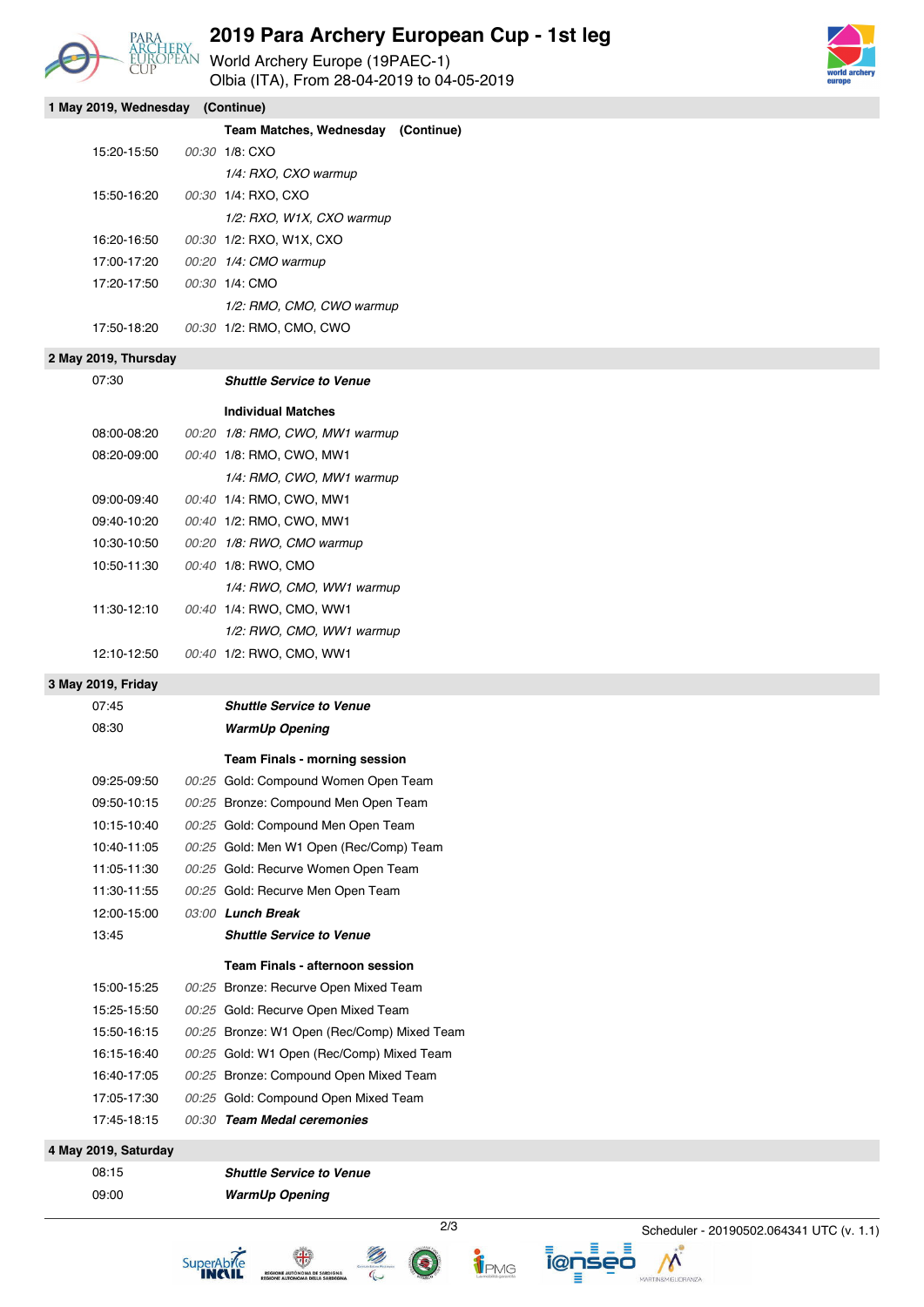# 2019 Para Archery European Cup - 1st leg

World Archery Europe (19PAEC-1)
Olbia (ITA), From 28-04-2019 to 04-05-2019

## 1 May 2019, Wednesday (Continue)

| Time | Duration | Event |
|---|---|---|
| | | **Team Matches, Wednesday (Continue)** |
| 15:20-15:50 | *00:30* | 1/8: CXO |
| | | *1/4: RXO, CXO warmup* |
| 15:50-16:20 | *00:30* | 1/4: RXO, CXO |
| | | *1/2: RXO, W1X, CXO warmup* |
| 16:20-16:50 | *00:30* | 1/2: RXO, W1X, CXO |
| 17:00-17:20 | *00:20* | *1/4: CMO warmup* |
| 17:20-17:50 | *00:30* | 1/4: CMO |
| | | *1/2: RMO, CMO, CWO warmup* |
| 17:50-18:20 | *00:30* | 1/2: RMO, CMO, CWO |

## 2 May 2019, Thursday

| Time | Duration | Event |
|---|---|---|
| 07:30 | | ***Shuttle Service to Venue*** |
| | | **Individual Matches** |
| 08:00-08:20 | *00:20* | *1/8: RMO, CWO, MW1 warmup* |
| 08:20-09:00 | *00:40* | 1/8: RMO, CWO, MW1 |
| | | *1/4: RMO, CWO, MW1 warmup* |
| 09:00-09:40 | *00:40* | 1/4: RMO, CWO, MW1 |
| 09:40-10:20 | *00:40* | 1/2: RMO, CWO, MW1 |
| 10:30-10:50 | *00:20* | *1/8: RWO, CMO warmup* |
| 10:50-11:30 | *00:40* | 1/8: RWO, CMO |
| | | *1/4: RWO, CMO, WW1 warmup* |
| 11:30-12:10 | *00:40* | 1/4: RWO, CMO, WW1 |
| | | *1/2: RWO, CMO, WW1 warmup* |
| 12:10-12:50 | *00:40* | 1/2: RWO, CMO, WW1 |

## 3 May 2019, Friday

| Time | Duration | Event |
|---|---|---|
| 07:45 | | ***Shuttle Service to Venue*** |
| 08:30 | | ***WarmUp Opening*** |
| | | **Team Finals - morning session** |
| 09:25-09:50 | *00:25* | Gold: Compound Women Open Team |
| 09:50-10:15 | *00:25* | Bronze: Compound Men Open Team |
| 10:15-10:40 | *00:25* | Gold: Compound Men Open Team |
| 10:40-11:05 | *00:25* | Gold: Men W1 Open (Rec/Comp) Team |
| 11:05-11:30 | *00:25* | Gold: Recurve Women Open Team |
| 11:30-11:55 | *00:25* | Gold: Recurve Men Open Team |
| 12:00-15:00 | *03:00* | ***Lunch Break*** |
| 13:45 | | ***Shuttle Service to Venue*** |
| | | **Team Finals - afternoon session** |
| 15:00-15:25 | *00:25* | Bronze: Recurve Open Mixed Team |
| 15:25-15:50 | *00:25* | Gold: Recurve Open Mixed Team |
| 15:50-16:15 | *00:25* | Bronze: W1 Open (Rec/Comp) Mixed Team |
| 16:15-16:40 | *00:25* | Gold: W1 Open (Rec/Comp) Mixed Team |
| 16:40-17:05 | *00:25* | Bronze: Compound Open Mixed Team |
| 17:05-17:30 | *00:25* | Gold: Compound Open Mixed Team |
| 17:45-18:15 | *00:30* | ***Team Medal ceremonies*** |

## 4 May 2019, Saturday

| Time | Duration | Event |
|---|---|---|
| 08:15 | | ***Shuttle Service to Venue*** |
| 09:00 | | ***WarmUp Opening*** |

Scheduler - 20190502.064341 UTC (v. 1.1)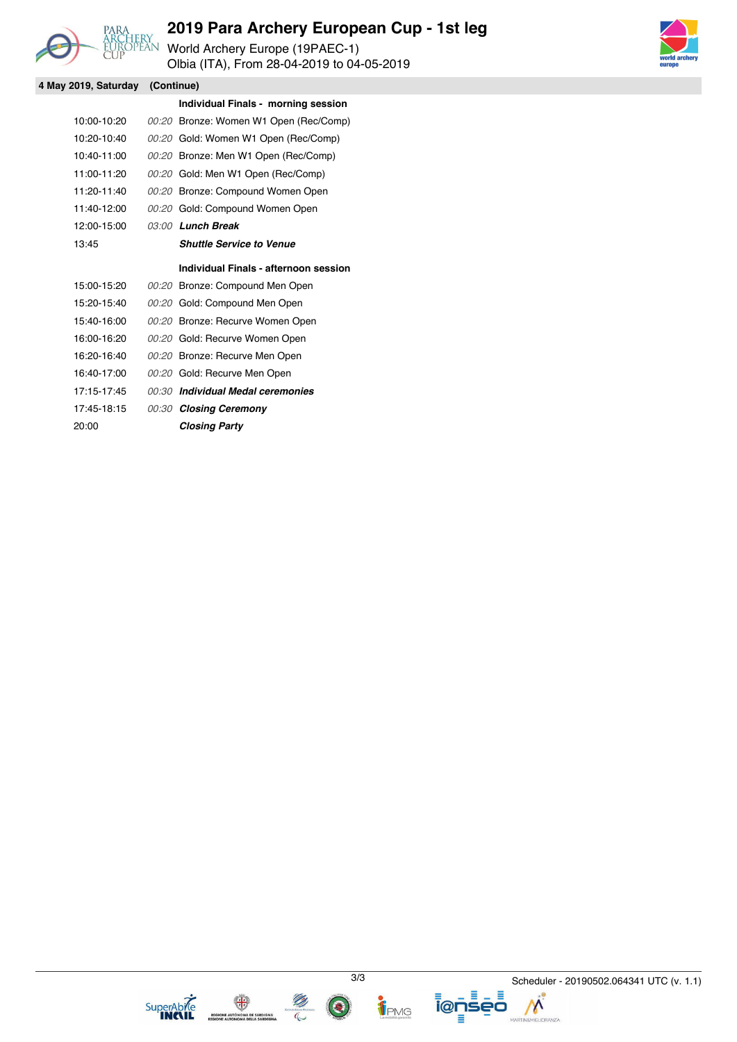# 2019 Para Archery European Cup - 1st leg

World Archery Europe (19PAEC-1)
Olbia (ITA), From 28-04-2019 to 04-05-2019

**4 May 2019, Saturday (Continue)**

| | | |
|---|---|---|
| | | **Individual Finals - morning session** |
| 10:00-10:20 | *00:20* | Bronze: Women W1 Open (Rec/Comp) |
| 10:20-10:40 | *00:20* | Gold: Women W1 Open (Rec/Comp) |
| 10:40-11:00 | *00:20* | Bronze: Men W1 Open (Rec/Comp) |
| 11:00-11:20 | *00:20* | Gold: Men W1 Open (Rec/Comp) |
| 11:20-11:40 | *00:20* | Bronze: Compound Women Open |
| 11:40-12:00 | *00:20* | Gold: Compound Women Open |
| 12:00-15:00 | *03:00* | ***Lunch Break*** |
| 13:45 | | ***Shuttle Service to Venue*** |
| | | **Individual Finals - afternoon session** |
| 15:00-15:20 | *00:20* | Bronze: Compound Men Open |
| 15:20-15:40 | *00:20* | Gold: Compound Men Open |
| 15:40-16:00 | *00:20* | Bronze: Recurve Women Open |
| 16:00-16:20 | *00:20* | Gold: Recurve Women Open |
| 16:20-16:40 | *00:20* | Bronze: Recurve Men Open |
| 16:40-17:00 | *00:20* | Gold: Recurve Men Open |
| 17:15-17:45 | *00:30* | ***Individual Medal ceremonies*** |
| 17:45-18:15 | *00:30* | ***Closing Ceremony*** |
| 20:00 | | ***Closing Party*** |

Scheduler - 20190502.064341 UTC (v. 1.1)